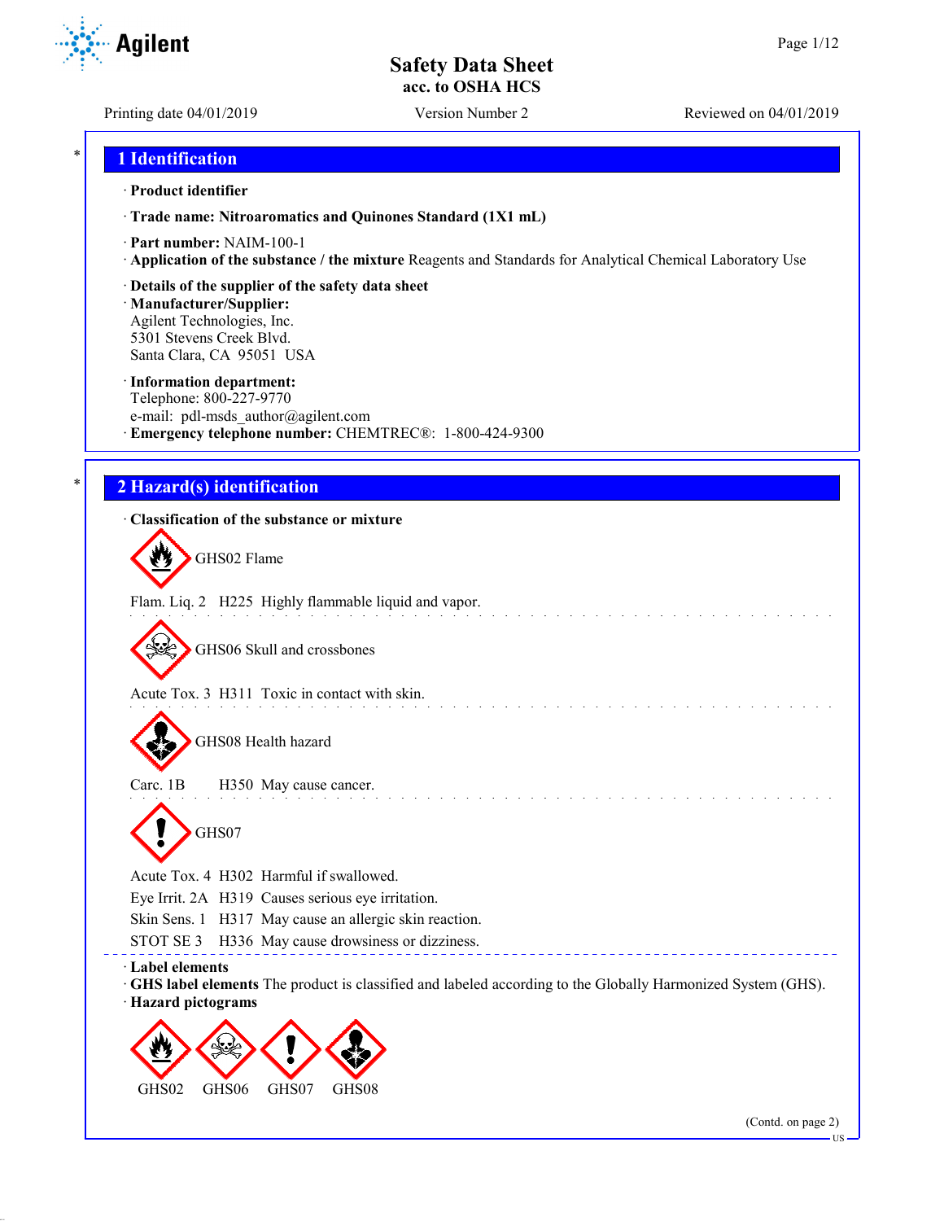# Safety Data Sheet
**acc. to OSHA HCS**

Printing date 04/01/2019 | Version Number 2 | Reviewed on 04/01/2019

## 1 Identification

· **Product identifier**

· **Trade name: Nitroaromatics and Quinones Standard (1X1 mL)**

· **Part number:** NAIM-100-1

· **Application of the substance / the mixture** Reagents and Standards for Analytical Chemical Laboratory Use

· **Details of the supplier of the safety data sheet**

· **Manufacturer/Supplier:**
Agilent Technologies, Inc.
5301 Stevens Creek Blvd.
Santa Clara, CA 95051 USA

· **Information department:**
Telephone: 800-227-9770
e-mail: pdl-msds_author@agilent.com

· **Emergency telephone number:** CHEMTREC®: 1-800-424-9300

## 2 Hazard(s) identification

· **Classification of the substance or mixture**

GHS02 Flame

Flam. Liq. 2 H225 Highly flammable liquid and vapor.

GHS06 Skull and crossbones

Acute Tox. 3 H311 Toxic in contact with skin.

GHS08 Health hazard

Carc. 1B H350 May cause cancer.

GHS07

Acute Tox. 4 H302 Harmful if swallowed.
Eye Irrit. 2A H319 Causes serious eye irritation.
Skin Sens. 1 H317 May cause an allergic skin reaction.
STOT SE 3 H336 May cause drowsiness or dizziness.

· **Label elements**

· **GHS label elements** The product is classified and labeled according to the Globally Harmonized System (GHS).

· **Hazard pictograms**

GHS02 GHS06 GHS07 GHS08

(Contd. on page 2)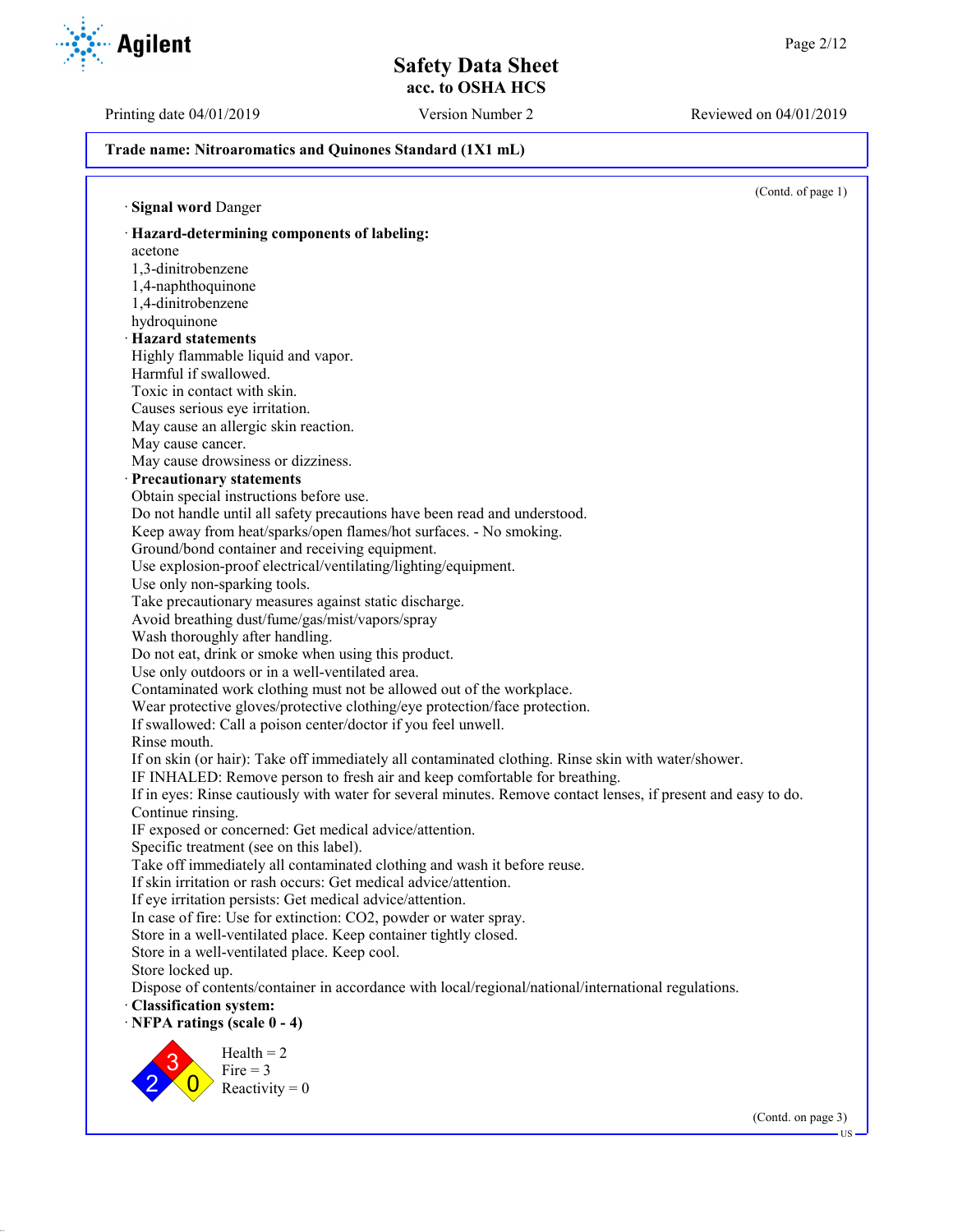**Trade name: Nitroaromatics and Quinones Standard (1X1 mL)**

(Contd. of page 1)

· **Signal word** Danger

· **Hazard-determining components of labeling:**
acetone
1,3-dinitrobenzene
1,4-naphthoquinone
1,4-dinitrobenzene
hydroquinone

· **Hazard statements**
Highly flammable liquid and vapor.
Harmful if swallowed.
Toxic in contact with skin.
Causes serious eye irritation.
May cause an allergic skin reaction.
May cause cancer.
May cause drowsiness or dizziness.

· **Precautionary statements**
Obtain special instructions before use.
Do not handle until all safety precautions have been read and understood.
Keep away from heat/sparks/open flames/hot surfaces. - No smoking.
Ground/bond container and receiving equipment.
Use explosion-proof electrical/ventilating/lighting/equipment.
Use only non-sparking tools.
Take precautionary measures against static discharge.
Avoid breathing dust/fume/gas/mist/vapors/spray
Wash thoroughly after handling.
Do not eat, drink or smoke when using this product.
Use only outdoors or in a well-ventilated area.
Contaminated work clothing must not be allowed out of the workplace.
Wear protective gloves/protective clothing/eye protection/face protection.
If swallowed: Call a poison center/doctor if you feel unwell.
Rinse mouth.
If on skin (or hair): Take off immediately all contaminated clothing. Rinse skin with water/shower.
IF INHALED: Remove person to fresh air and keep comfortable for breathing.
If in eyes: Rinse cautiously with water for several minutes. Remove contact lenses, if present and easy to do. Continue rinsing.
IF exposed or concerned: Get medical advice/attention.
Specific treatment (see on this label).
Take off immediately all contaminated clothing and wash it before reuse.
If skin irritation or rash occurs: Get medical advice/attention.
If eye irritation persists: Get medical advice/attention.
In case of fire: Use for extinction: $CO_2$, powder or water spray.
Store in a well-ventilated place. Keep container tightly closed.
Store in a well-ventilated place. Keep cool.
Store locked up.
Dispose of contents/container in accordance with local/regional/national/international regulations.

· **Classification system:**

· **NFPA ratings (scale 0 - 4)**

Health = 2
Fire = 3
Reactivity = 0

(Contd. on page 3)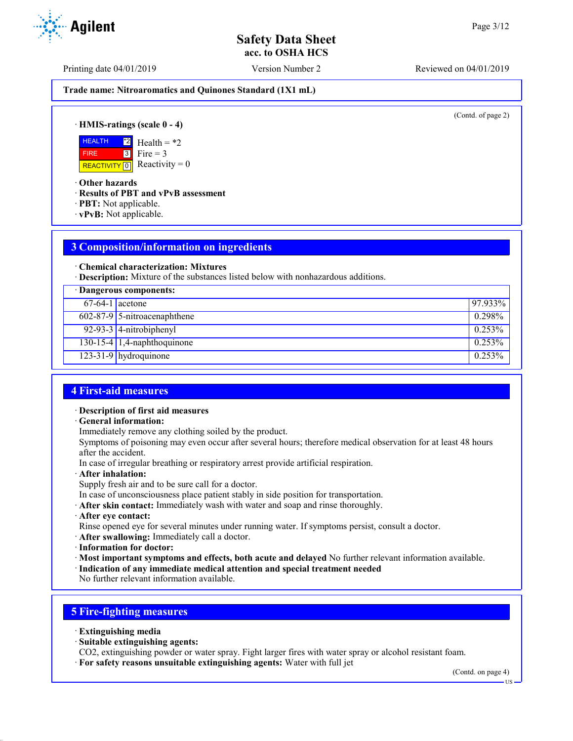**Trade name: Nitroaromatics and Quinones Standard (1X1 mL)**

(Contd. of page 2)

· **HMIS-ratings (scale 0 - 4)**

| | | |
|---|---|---|
| HEALTH | *2 | Health = *2 |
| FIRE | 3 | Fire = 3 |
| REACTIVITY | 0 | Reactivity = 0 |

· **Other hazards**
· **Results of PBT and vPvB assessment**
· **PBT:** Not applicable.
· **vPvB:** Not applicable.

## 3 Composition/information on ingredients

· **Chemical characterization: Mixtures**
· **Description:** Mixture of the substances listed below with nonhazardous additions.

| · Dangerous components: | | |
|---|---|---|
| 67-64-1 | acetone | 97.933% |
| 602-87-9 | 5-nitroacenaphthene | 0.298% |
| 92-93-3 | 4-nitrobiphenyl | 0.253% |
| 130-15-4 | 1,4-naphthoquinone | 0.253% |
| 123-31-9 | hydroquinone | 0.253% |

## 4 First-aid measures

· **Description of first aid measures**
· **General information:**
Immediately remove any clothing soiled by the product.
Symptoms of poisoning may even occur after several hours; therefore medical observation for at least 48 hours after the accident.
In case of irregular breathing or respiratory arrest provide artificial respiration.
· **After inhalation:**
Supply fresh air and to be sure call for a doctor.
In case of unconsciousness place patient stably in side position for transportation.
· **After skin contact:** Immediately wash with water and soap and rinse thoroughly.
· **After eye contact:**
Rinse opened eye for several minutes under running water. If symptoms persist, consult a doctor.
· **After swallowing:** Immediately call a doctor.
· **Information for doctor:**
· **Most important symptoms and effects, both acute and delayed** No further relevant information available.
· **Indication of any immediate medical attention and special treatment needed**
No further relevant information available.

## 5 Fire-fighting measures

· **Extinguishing media**
· **Suitable extinguishing agents:**
CO2, extinguishing powder or water spray. Fight larger fires with water spray or alcohol resistant foam.
· **For safety reasons unsuitable extinguishing agents:** Water with full jet

(Contd. on page 4)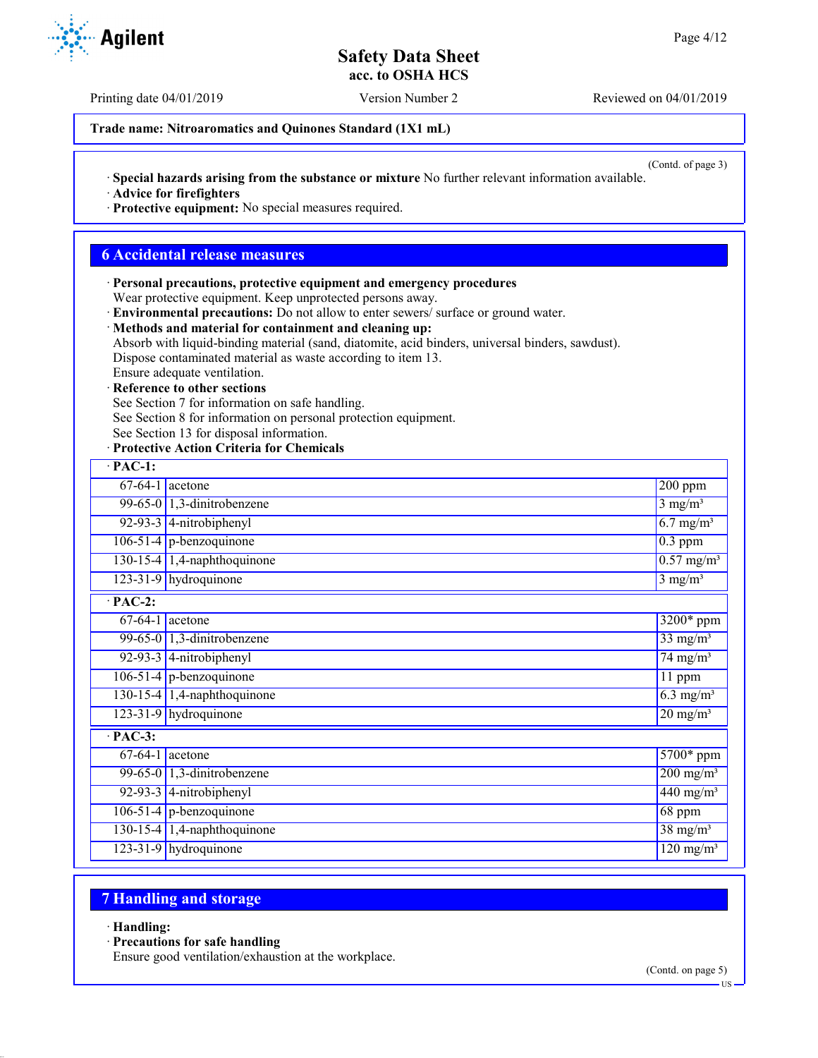Trade name: Nitroaromatics and Quinones Standard (1X1 mL)

(Contd. of page 3)

· **Special hazards arising from the substance or mixture** No further relevant information available.
· **Advice for firefighters**
· **Protective equipment:** No special measures required.

## 6 Accidental release measures

· **Personal precautions, protective equipment and emergency procedures**
Wear protective equipment. Keep unprotected persons away.
· **Environmental precautions:** Do not allow to enter sewers/ surface or ground water.
· **Methods and material for containment and cleaning up:**
Absorb with liquid-binding material (sand, diatomite, acid binders, universal binders, sawdust).
Dispose contaminated material as waste according to item 13.
Ensure adequate ventilation.
· **Reference to other sections**
See Section 7 for information on safe handling.
See Section 8 for information on personal protection equipment.
See Section 13 for disposal information.
· **Protective Action Criteria for Chemicals**

| · **PAC-1:** | | |
|---|---|---|
| 67-64-1 | acetone | 200 ppm |
| 99-65-0 | 1,3-dinitrobenzene | 3 mg/m³ |
| 92-93-3 | 4-nitrobiphenyl | 6.7 mg/m³ |
| 106-51-4 | p-benzoquinone | 0.3 ppm |
| 130-15-4 | 1,4-naphthoquinone | 0.57 mg/m³ |
| 123-31-9 | hydroquinone | 3 mg/m³ |
| · **PAC-2:** | | |
| 67-64-1 | acetone | 3200* ppm |
| 99-65-0 | 1,3-dinitrobenzene | 33 mg/m³ |
| 92-93-3 | 4-nitrobiphenyl | 74 mg/m³ |
| 106-51-4 | p-benzoquinone | 11 ppm |
| 130-15-4 | 1,4-naphthoquinone | 6.3 mg/m³ |
| 123-31-9 | hydroquinone | 20 mg/m³ |
| · **PAC-3:** | | |
| 67-64-1 | acetone | 5700* ppm |
| 99-65-0 | 1,3-dinitrobenzene | 200 mg/m³ |
| 92-93-3 | 4-nitrobiphenyl | 440 mg/m³ |
| 106-51-4 | p-benzoquinone | 68 ppm |
| 130-15-4 | 1,4-naphthoquinone | 38 mg/m³ |
| 123-31-9 | hydroquinone | 120 mg/m³ |

## 7 Handling and storage

· **Handling:**
· **Precautions for safe handling**
Ensure good ventilation/exhaustion at the workplace.

(Contd. on page 5)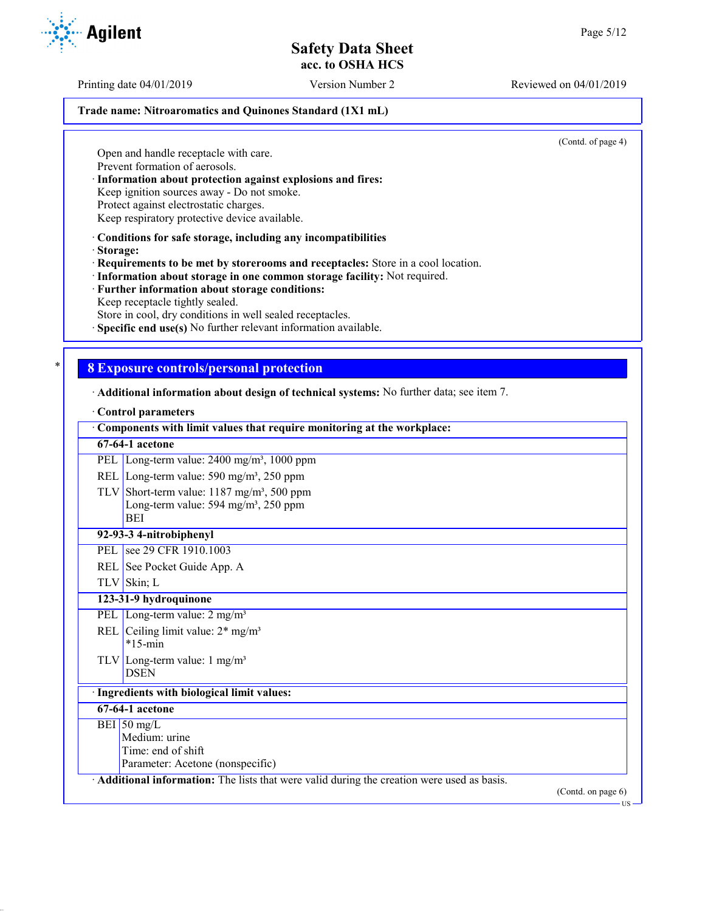Trade name: Nitroaromatics and Quinones Standard (1X1 mL)

(Contd. of page 4)

Open and handle receptacle with care.
Prevent formation of aerosols.

· **Information about protection against explosions and fires:**
Keep ignition sources away - Do not smoke.
Protect against electrostatic charges.
Keep respiratory protective device available.

· **Conditions for safe storage, including any incompatibilities**
· **Storage:**
· **Requirements to be met by storerooms and receptacles:** Store in a cool location.
· **Information about storage in one common storage facility:** Not required.
· **Further information about storage conditions:**
Keep receptacle tightly sealed.
Store in cool, dry conditions in well sealed receptacles.
· **Specific end use(s)** No further relevant information available.

## 8 Exposure controls/personal protection

· **Additional information about design of technical systems:** No further data; see item 7.

· **Control parameters**

| · Components with limit values that require monitoring at the workplace: | |
|---|---|
| **67-64-1 acetone** | |
| PEL | Long-term value: 2400 mg/m³, 1000 ppm |
| REL | Long-term value: 590 mg/m³, 250 ppm |
| TLV | Short-term value: 1187 mg/m³, 500 ppm<br>Long-term value: 594 mg/m³, 250 ppm<br>BEI |
| **92-93-3 4-nitrobiphenyl** | |
| PEL | see 29 CFR 1910.1003 |
| REL | See Pocket Guide App. A |
| TLV | Skin; L |
| **123-31-9 hydroquinone** | |
| PEL | Long-term value: 2 mg/m³ |
| REL | Ceiling limit value: 2* mg/m³<br>*15-min |
| TLV | Long-term value: 1 mg/m³<br>DSEN |

| · Ingredients with biological limit values: | |
|---|---|
| **67-64-1 acetone** | |
| BEI | 50 mg/L<br>Medium: urine<br>Time: end of shift<br>Parameter: Acetone (nonspecific) |

· **Additional information:** The lists that were valid during the creation were used as basis.

(Contd. on page 6)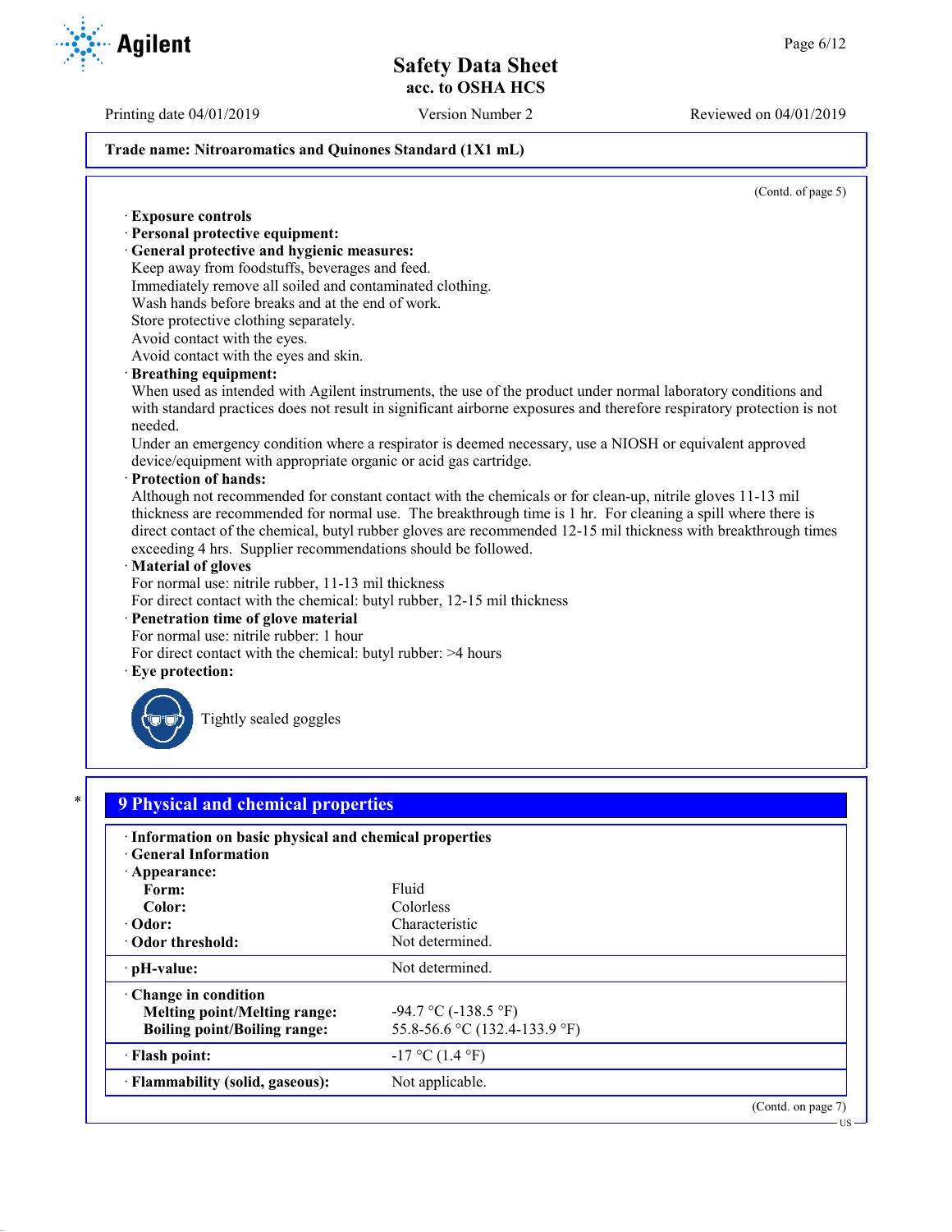Trade name: Nitroaromatics and Quinones Standard (1X1 mL)

(Contd. of page 5)

· **Exposure controls**
· **Personal protective equipment:**
· **General protective and hygienic measures:**
Keep away from foodstuffs, beverages and feed.
Immediately remove all soiled and contaminated clothing.
Wash hands before breaks and at the end of work.
Store protective clothing separately.
Avoid contact with the eyes.
Avoid contact with the eyes and skin.
· **Breathing equipment:**
When used as intended with Agilent instruments, the use of the product under normal laboratory conditions and with standard practices does not result in significant airborne exposures and therefore respiratory protection is not needed.
Under an emergency condition where a respirator is deemed necessary, use a NIOSH or equivalent approved device/equipment with appropriate organic or acid gas cartridge.
· **Protection of hands:**
Although not recommended for constant contact with the chemicals or for clean-up, nitrile gloves 11-13 mil thickness are recommended for normal use. The breakthrough time is 1 hr. For cleaning a spill where there is direct contact of the chemical, butyl rubber gloves are recommended 12-15 mil thickness with breakthrough times exceeding 4 hrs. Supplier recommendations should be followed.
· **Material of gloves**
For normal use: nitrile rubber, 11-13 mil thickness
For direct contact with the chemical: butyl rubber, 12-15 mil thickness
· **Penetration time of glove material**
For normal use: nitrile rubber: 1 hour
For direct contact with the chemical: butyl rubber: >4 hours
· **Eye protection:**

Tightly sealed goggles

## 9 Physical and chemical properties

| · **Information on basic physical and chemical properties** | |
|---|---|
| · **General Information** | |
| · **Appearance:** | |
| **Form:** | Fluid |
| **Color:** | Colorless |
| · **Odor:** | Characteristic |
| · **Odor threshold:** | Not determined. |
| · **pH-value:** | Not determined. |
| · **Change in condition** | |
| **Melting point/Melting range:** | -94.7 °C (-138.5 °F) |
| **Boiling point/Boiling range:** | 55.8-56.6 °C (132.4-133.9 °F) |
| · **Flash point:** | -17 °C (1.4 °F) |
| · **Flammability (solid, gaseous):** | Not applicable. |

(Contd. on page 7)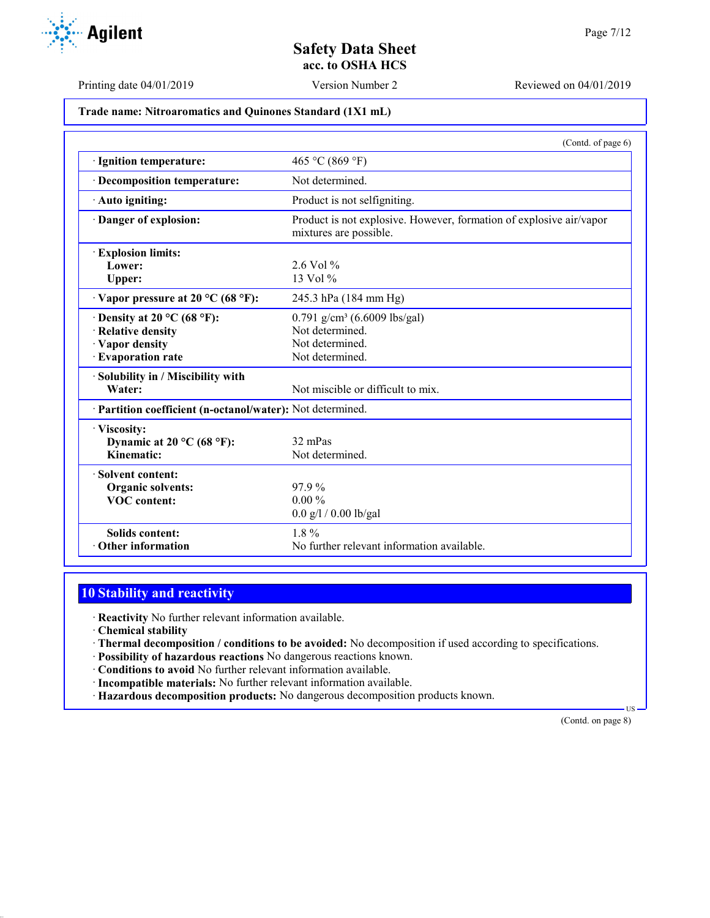**Trade name: Nitroaromatics and Quinones Standard (1X1 mL)**

(Contd. of page 6)

| | |
|---|---|
| · **Ignition temperature:** | 465 °C (869 °F) |
| · **Decomposition temperature:** | Not determined. |
| · **Auto igniting:** | Product is not selfigniting. |
| · **Danger of explosion:** | Product is not explosive. However, formation of explosive air/vapor mixtures are possible. |
| · **Explosion limits:** | |
| **Lower:** | 2.6 Vol % |
| **Upper:** | 13 Vol % |
| · **Vapor pressure at 20 °C (68 °F):** | 245.3 hPa (184 mm Hg) |
| · **Density at 20 °C (68 °F):** | 0.791 g/cm³ (6.6009 lbs/gal) |
| · **Relative density** | Not determined. |
| · **Vapor density** | Not determined. |
| · **Evaporation rate** | Not determined. |
| · **Solubility in / Miscibility with** | |
| **Water:** | Not miscible or difficult to mix. |
| · **Partition coefficient (n-octanol/water):** | Not determined. |
| · **Viscosity:** | |
| **Dynamic at 20 °C (68 °F):** | 32 mPas |
| **Kinematic:** | Not determined. |
| · **Solvent content:** | |
| **Organic solvents:** | 97.9 % |
| **VOC content:** | 0.00 % |
| | 0.0 g/l / 0.00 lb/gal |
| **Solids content:** | 1.8 % |
| · **Other information** | No further relevant information available. |

## 10 Stability and reactivity

· **Reactivity** No further relevant information available.
· **Chemical stability**
· **Thermal decomposition / conditions to be avoided:** No decomposition if used according to specifications.
· **Possibility of hazardous reactions** No dangerous reactions known.
· **Conditions to avoid** No further relevant information available.
· **Incompatible materials:** No further relevant information available.
· **Hazardous decomposition products:** No dangerous decomposition products known.

(Contd. on page 8)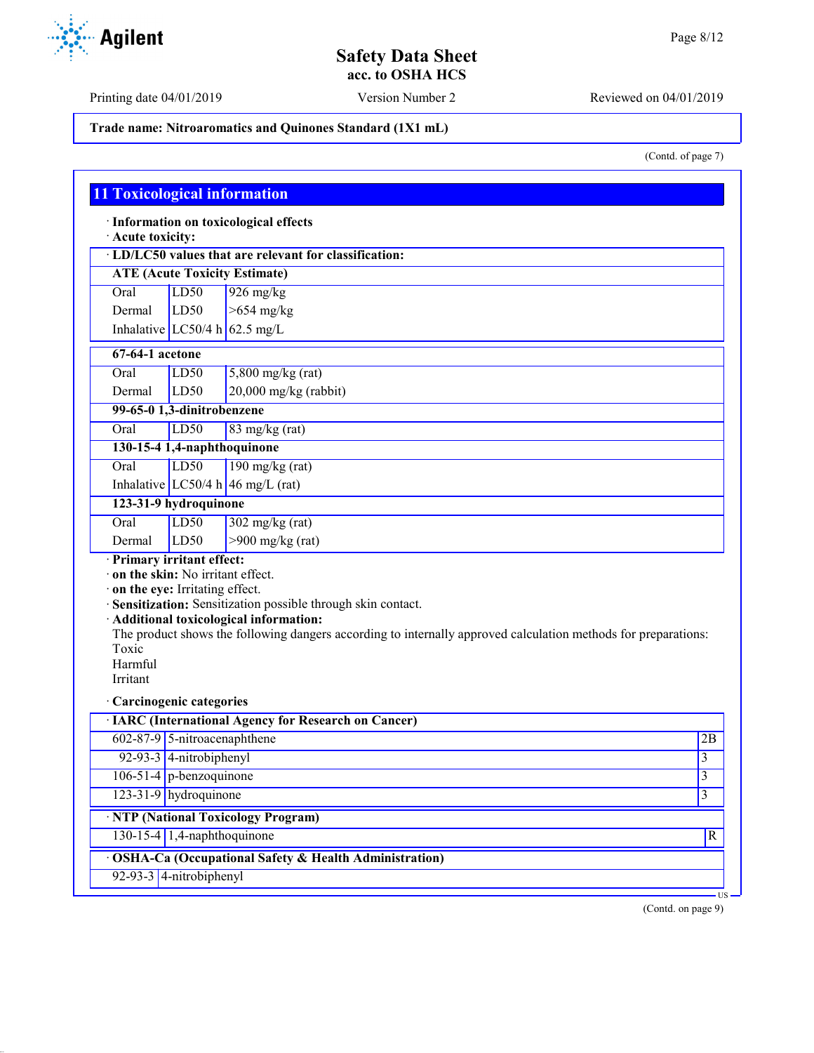(Contd. of page 7)

## 11 Toxicological information

· **Information on toxicological effects**
· **Acute toxicity:**

| · LD/LC50 values that are relevant for classification: | | |
|---|---|---|
| **ATE (Acute Toxicity Estimate)** | | |
| Oral | LD50 | 926 mg/kg |
| Dermal | LD50 | >654 mg/kg |
| Inhalative | LC50/4 h | 62.5 mg/L |
| **67-64-1 acetone** | | |
| Oral | LD50 | 5,800 mg/kg (rat) |
| Dermal | LD50 | 20,000 mg/kg (rabbit) |
| **99-65-0 1,3-dinitrobenzene** | | |
| Oral | LD50 | 83 mg/kg (rat) |
| **130-15-4 1,4-naphthoquinone** | | |
| Oral | LD50 | 190 mg/kg (rat) |
| Inhalative | LC50/4 h | 46 mg/L (rat) |
| **123-31-9 hydroquinone** | | |
| Oral | LD50 | 302 mg/kg (rat) |
| Dermal | LD50 | >900 mg/kg (rat) |

· **Primary irritant effect:**
· **on the skin:** No irritant effect.
· **on the eye:** Irritating effect.
· **Sensitization:** Sensitization possible through skin contact.
· **Additional toxicological information:**
The product shows the following dangers according to internally approved calculation methods for preparations:
Toxic
Harmful
Irritant

· **Carcinogenic categories**

| · IARC (International Agency for Research on Cancer) | | |
|---|---|---|
| 602-87-9 | 5-nitroacenaphthene | 2B |
| 92-93-3 | 4-nitrobiphenyl | 3 |
| 106-51-4 | p-benzoquinone | 3 |
| 123-31-9 | hydroquinone | 3 |

| · NTP (National Toxicology Program) | | |
|---|---|---|
| 130-15-4 | 1,4-naphthoquinone | R |

| · OSHA-Ca (Occupational Safety & Health Administration) | |
|---|---|
| 92-93-3 | 4-nitrobiphenyl |

(Contd. on page 9)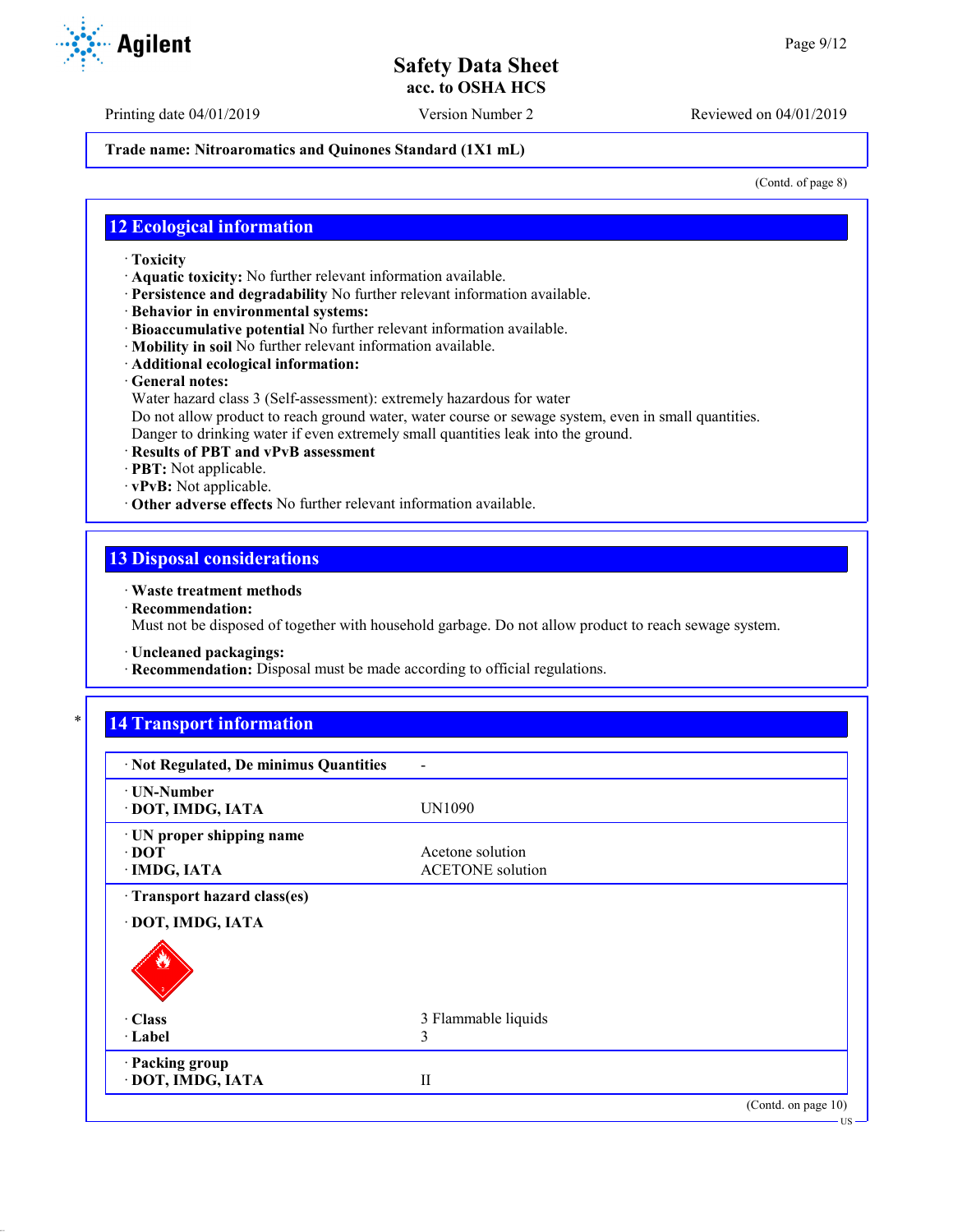Trade name: Nitroaromatics and Quinones Standard (1X1 mL)

(Contd. of page 8)

## 12 Ecological information

- **Toxicity**
- **Aquatic toxicity:** No further relevant information available.
- **Persistence and degradability** No further relevant information available.
- **Behavior in environmental systems:**
- **Bioaccumulative potential** No further relevant information available.
- **Mobility in soil** No further relevant information available.
- **Additional ecological information:**
- **General notes:**
  Water hazard class 3 (Self-assessment): extremely hazardous for water
  Do not allow product to reach ground water, water course or sewage system, even in small quantities.
  Danger to drinking water if even extremely small quantities leak into the ground.
- **Results of PBT and vPvB assessment**
- **PBT:** Not applicable.
- **vPvB:** Not applicable.
- **Other adverse effects** No further relevant information available.

## 13 Disposal considerations

- **Waste treatment methods**
- **Recommendation:**
  Must not be disposed of together with household garbage. Do not allow product to reach sewage system.

- **Uncleaned packagings:**
- **Recommendation:** Disposal must be made according to official regulations.

## 14 Transport information

| | |
|---|---|
| · **Not Regulated, De minimus Quantities** | - |
| · **UN-Number**<br>· **DOT, IMDG, IATA** | UN1090 |
| · **UN proper shipping name**<br>· **DOT**<br>· **IMDG, IATA** | <br>Acetone solution<br>ACETONE solution |
| · **Transport hazard class(es)**<br>· **DOT, IMDG, IATA** | |
| · **Class**<br>· **Label** | 3 Flammable liquids<br>3 |
| · **Packing group**<br>· **DOT, IMDG, IATA** | II |

(Contd. on page 10)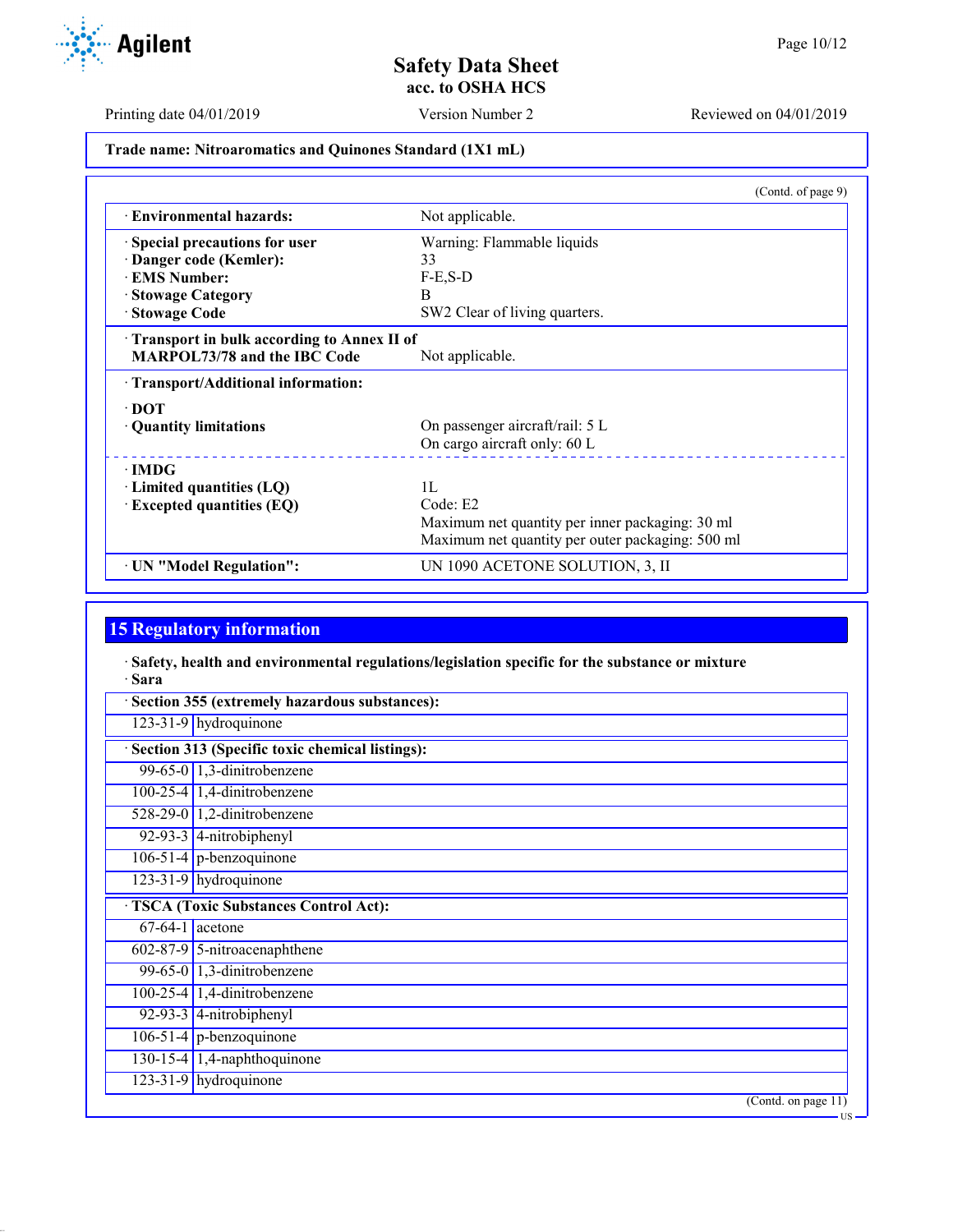Trade name: Nitroaromatics and Quinones Standard (1X1 mL)

(Contd. of page 9)

| | |
|---|---|
| · **Environmental hazards:** | Not applicable. |
| · **Special precautions for user** | Warning: Flammable liquids |
| · **Danger code (Kemler):** | 33 |
| · **EMS Number:** | F-E,S-D |
| · **Stowage Category** | B |
| · **Stowage Code** | SW2 Clear of living quarters. |
| · **Transport in bulk according to Annex II of MARPOL73/78 and the IBC Code** | Not applicable. |
| · **Transport/Additional information:** | |
| · **DOT** | |
| · **Quantity limitations** | On passenger aircraft/rail: 5 L<br>On cargo aircraft only: 60 L |
| · **IMDG** | |
| · **Limited quantities (LQ)** | 1L |
| · **Excepted quantities (EQ)** | Code: E2<br>Maximum net quantity per inner packaging: 30 ml<br>Maximum net quantity per outer packaging: 500 ml |
| · **UN "Model Regulation":** | UN 1090 ACETONE SOLUTION, 3, II |

## 15 Regulatory information

· **Safety, health and environmental regulations/legislation specific for the substance or mixture**

· **Sara**

| · **Section 355 (extremely hazardous substances):** | |
|---|---|
| 123-31-9 | hydroquinone |

| · **Section 313 (Specific toxic chemical listings):** | |
|---|---|
| 99-65-0 | 1,3-dinitrobenzene |
| 100-25-4 | 1,4-dinitrobenzene |
| 528-29-0 | 1,2-dinitrobenzene |
| 92-93-3 | 4-nitrobiphenyl |
| 106-51-4 | p-benzoquinone |
| 123-31-9 | hydroquinone |

| · **TSCA (Toxic Substances Control Act):** | |
|---|---|
| 67-64-1 | acetone |
| 602-87-9 | 5-nitroacenaphthene |
| 99-65-0 | 1,3-dinitrobenzene |
| 100-25-4 | 1,4-dinitrobenzene |
| 92-93-3 | 4-nitrobiphenyl |
| 106-51-4 | p-benzoquinone |
| 130-15-4 | 1,4-naphthoquinone |
| 123-31-9 | hydroquinone |

(Contd. on page 11)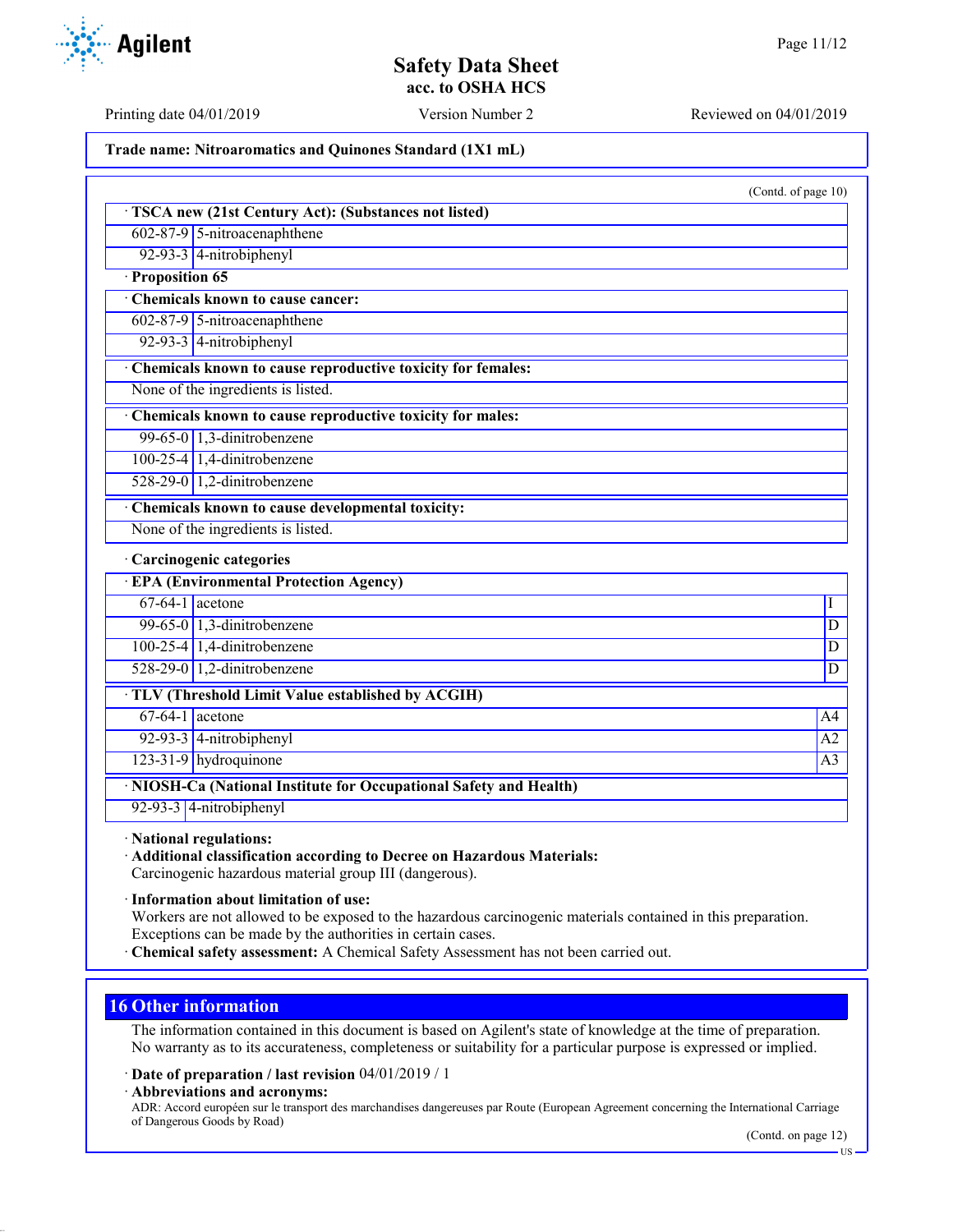Printing date 04/01/2019 Version Number 2 Reviewed on 04/01/2019

**Trade name: Nitroaromatics and Quinones Standard (1X1 mL)**

(Contd. of page 10)

· **TSCA new (21st Century Act): (Substances not listed)**

| | |
|---|---|
| 602-87-9 | 5-nitroacenaphthene |
| 92-93-3 | 4-nitrobiphenyl |

· **Proposition 65**

· **Chemicals known to cause cancer:**

| | |
|---|---|
| 602-87-9 | 5-nitroacenaphthene |
| 92-93-3 | 4-nitrobiphenyl |

· **Chemicals known to cause reproductive toxicity for females:**

None of the ingredients is listed.

· **Chemicals known to cause reproductive toxicity for males:**

| | |
|---|---|
| 99-65-0 | 1,3-dinitrobenzene |
| 100-25-4 | 1,4-dinitrobenzene |
| 528-29-0 | 1,2-dinitrobenzene |

· **Chemicals known to cause developmental toxicity:**

None of the ingredients is listed.

· **Carcinogenic categories**

· **EPA (Environmental Protection Agency)**

| | | |
|---|---|---|
| 67-64-1 | acetone | I |
| 99-65-0 | 1,3-dinitrobenzene | D |
| 100-25-4 | 1,4-dinitrobenzene | D |
| 528-29-0 | 1,2-dinitrobenzene | D |

· **TLV (Threshold Limit Value established by ACGIH)**

| | | |
|---|---|---|
| 67-64-1 | acetone | A4 |
| 92-93-3 | 4-nitrobiphenyl | A2 |
| 123-31-9 | hydroquinone | A3 |

· **NIOSH-Ca (National Institute for Occupational Safety and Health)**

| | |
|---|---|
| 92-93-3 | 4-nitrobiphenyl |

· **National regulations:**

· **Additional classification according to Decree on Hazardous Materials:**
Carcinogenic hazardous material group III (dangerous).

· **Information about limitation of use:**
Workers are not allowed to be exposed to the hazardous carcinogenic materials contained in this preparation. Exceptions can be made by the authorities in certain cases.

· **Chemical safety assessment:** A Chemical Safety Assessment has not been carried out.

## 16 Other information

The information contained in this document is based on Agilent's state of knowledge at the time of preparation. No warranty as to its accurateness, completeness or suitability for a particular purpose is expressed or implied.

· **Date of preparation / last revision** 04/01/2019 / 1

· **Abbreviations and acronyms:**
ADR: Accord européen sur le transport des marchandises dangereuses par Route (European Agreement concerning the International Carriage of Dangerous Goods by Road)

(Contd. on page 12)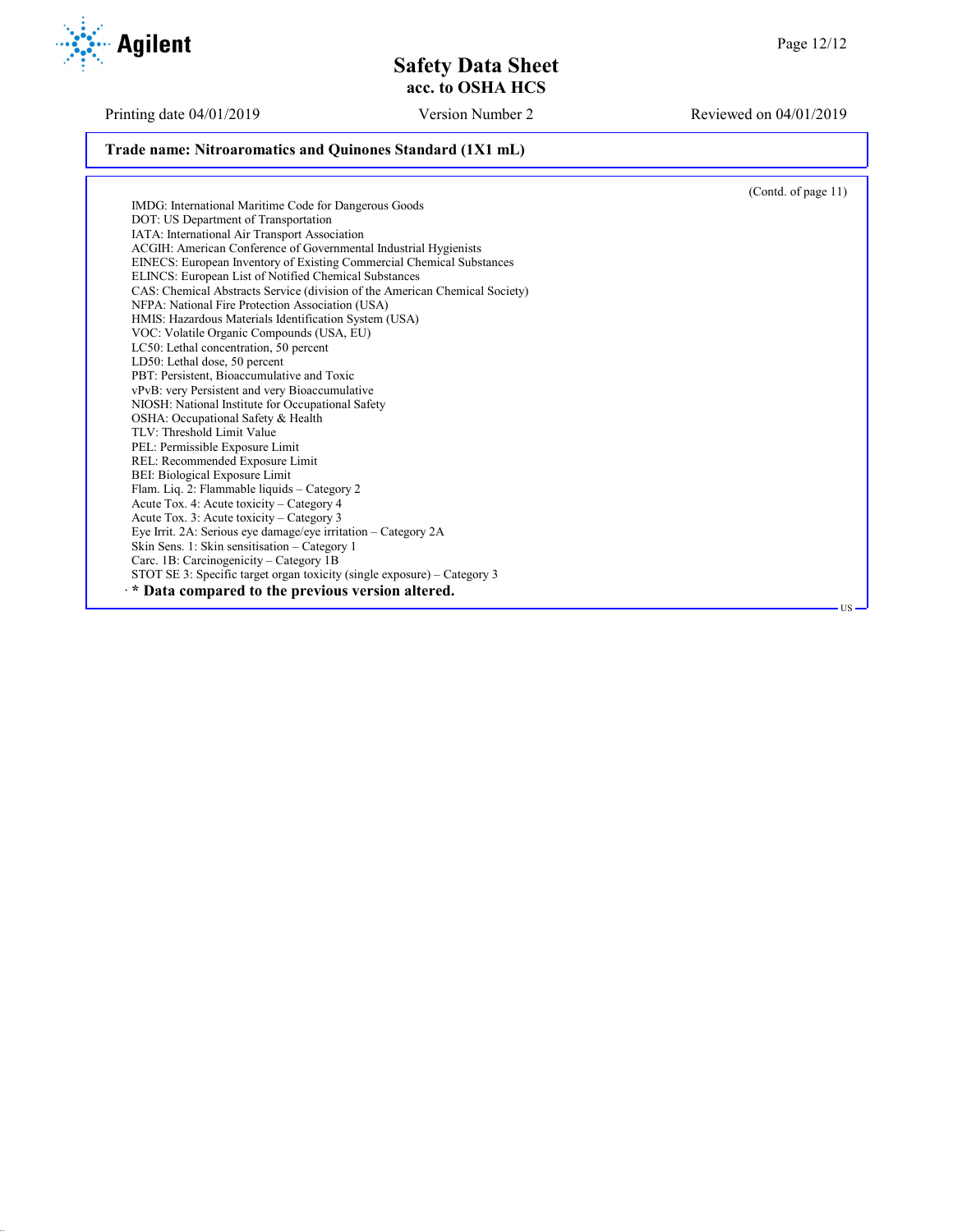(Contd. of page 11)

IMDG: International Maritime Code for Dangerous Goods
DOT: US Department of Transportation
IATA: International Air Transport Association
ACGIH: American Conference of Governmental Industrial Hygienists
EINECS: European Inventory of Existing Commercial Chemical Substances
ELINCS: European List of Notified Chemical Substances
CAS: Chemical Abstracts Service (division of the American Chemical Society)
NFPA: National Fire Protection Association (USA)
HMIS: Hazardous Materials Identification System (USA)
VOC: Volatile Organic Compounds (USA, EU)
LC50: Lethal concentration, 50 percent
LD50: Lethal dose, 50 percent
PBT: Persistent, Bioaccumulative and Toxic
vPvB: very Persistent and very Bioaccumulative
NIOSH: National Institute for Occupational Safety
OSHA: Occupational Safety & Health
TLV: Threshold Limit Value
PEL: Permissible Exposure Limit
REL: Recommended Exposure Limit
BEI: Biological Exposure Limit
Flam. Liq. 2: Flammable liquids – Category 2
Acute Tox. 4: Acute toxicity – Category 4
Acute Tox. 3: Acute toxicity – Category 3
Eye Irrit. 2A: Serious eye damage/eye irritation – Category 2A
Skin Sens. 1: Skin sensitisation – Category 1
Carc. 1B: Carcinogenicity – Category 1B
STOT SE 3: Specific target organ toxicity (single exposure) – Category 3

· **\* Data compared to the previous version altered.**